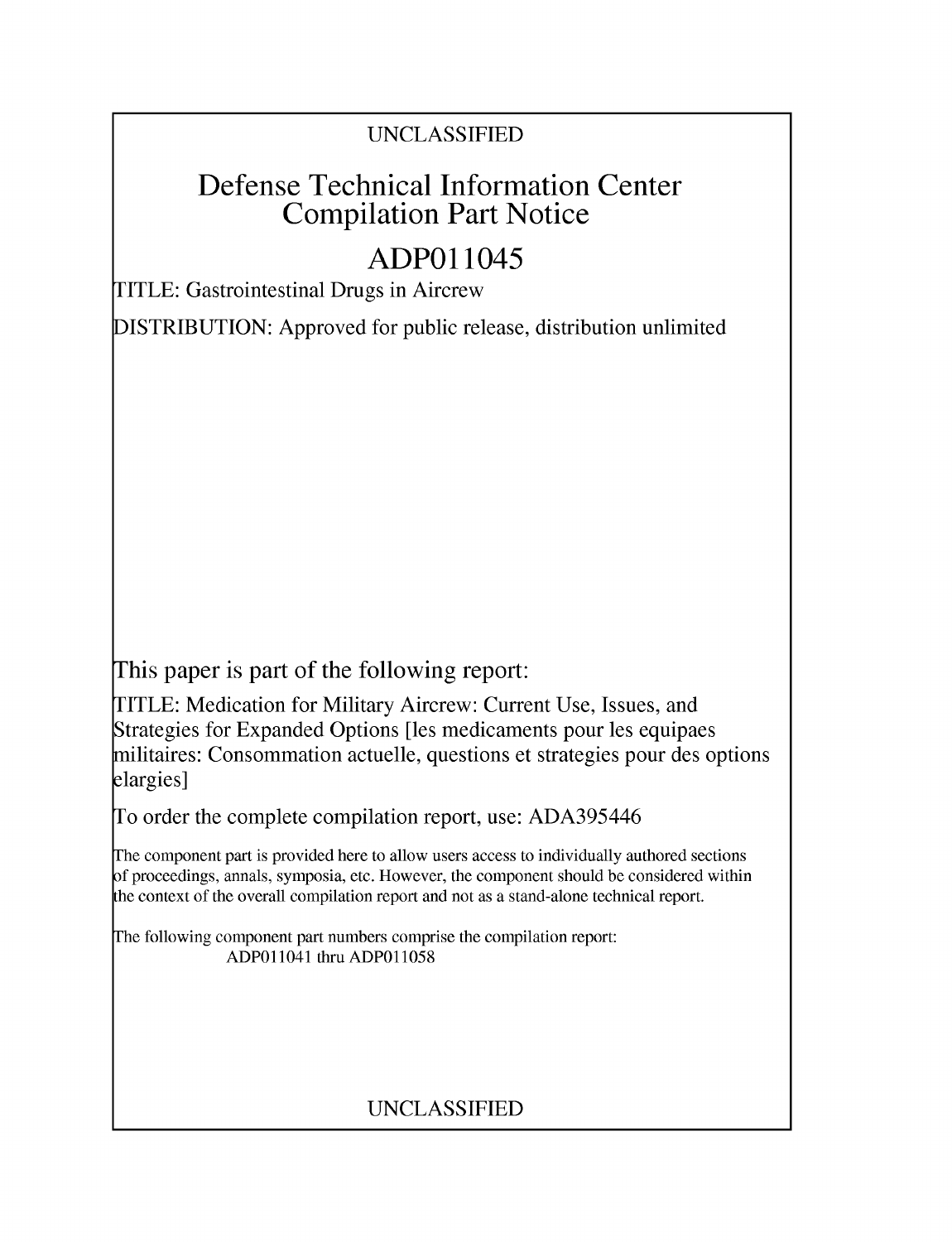UNCLASSIFIED

# Defense Technical Information Center Compilation Part Notice

# ADP011045

TITLE: Gastrointestinal Drugs in Aircrew

DISTRIBUTION: Approved for public release, distribution unlimited

This paper is part of the following report:

TITLE: Medication for Military Aircrew: Current Use, Issues, and Strategies for Expanded Options [les medicaments pour les equipaes militaires: Consommation actuelle, questions et strategies pour des options elargies]

To order the complete compilation report, use: ADA395446

The component part is provided here to allow users access to individually authored sections of proceedings, annals, symposia, etc. However, the component should be considered within the context of the overall compilation report and not as a stand-alone technical report.

The following component part numbers comprise the compilation report: ADP011041 thru ADP011058

UNCLASSIFIED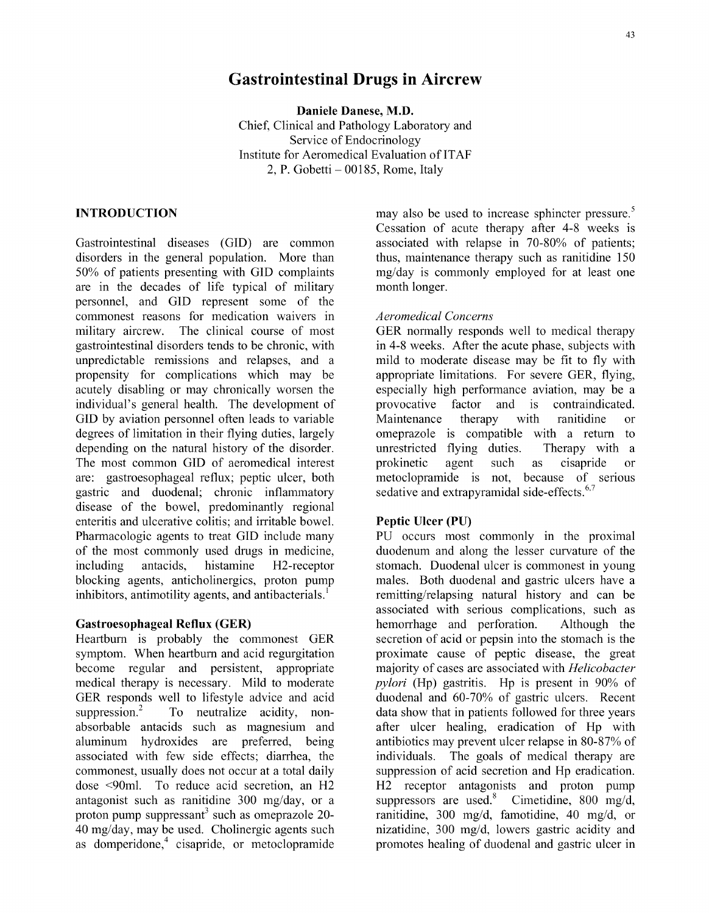# Gastrointestinal Drugs in Aircrew

**Daniele Danese, M.D.**
Chief, Clinical and Pathology Laboratory and
Service of Endocrinology
Institute for Aeromedical Evaluation of ITAF
2, P. Gobetti – 00185, Rome, Italy

## INTRODUCTION

Gastrointestinal diseases (GID) are common disorders in the general population. More than 50% of patients presenting with GID complaints are in the decades of life typical of military personnel, and GID represent some of the commonest reasons for medication waivers in military aircrew. The clinical course of most gastrointestinal disorders tends to be chronic, with unpredictable remissions and relapses, and a propensity for complications which may be acutely disabling or may chronically worsen the individual's general health. The development of GID by aviation personnel often leads to variable degrees of limitation in their flying duties, largely depending on the natural history of the disorder. The most common GID of aeromedical interest are: gastroesophageal reflux; peptic ulcer, both gastric and duodenal; chronic inflammatory disease of the bowel, predominantly regional enteritis and ulcerative colitis; and irritable bowel. Pharmacologic agents to treat GID include many of the most commonly used drugs in medicine, including antacids, histamine H2-receptor blocking agents, anticholinergics, proton pump inhibitors, antimotility agents, and antibacterials.[1]

### Gastroesophageal Reflux (GER)

Heartburn is probably the commonest GER symptom. When heartburn and acid regurgitation become regular and persistent, appropriate medical therapy is necessary. Mild to moderate GER responds well to lifestyle advice and acid suppression.[2] To neutralize acidity, non-absorbable antacids such as magnesium and aluminum hydroxides are preferred, being associated with few side effects; diarrhea, the commonest, usually does not occur at a total daily dose <90ml. To reduce acid secretion, an H2 antagonist such as ranitidine 300 mg/day, or a proton pump suppressant[3] such as omeprazole 20-40 mg/day, may be used. Cholinergic agents such as domperidone,[4] cisapride, or metoclopramide may also be used to increase sphincter pressure.[5] Cessation of acute therapy after 4-8 weeks is associated with relapse in 70-80% of patients; thus, maintenance therapy such as ranitidine 150 mg/day is commonly employed for at least one month longer.

*Aeromedical Concerns*

GER normally responds well to medical therapy in 4-8 weeks. After the acute phase, subjects with mild to moderate disease may be fit to fly with appropriate limitations. For severe GER, flying, especially high performance aviation, may be a provocative factor and is contraindicated. Maintenance therapy with ranitidine or omeprazole is compatible with a return to unrestricted flying duties. Therapy with a prokinetic agent such as cisapride or metoclopramide is not, because of serious sedative and extrapyramidal side-effects.[6,7]

### Peptic Ulcer (PU)

PU occurs most commonly in the proximal duodenum and along the lesser curvature of the stomach. Duodenal ulcer is commonest in young males. Both duodenal and gastric ulcers have a remitting/relapsing natural history and can be associated with serious complications, such as hemorrhage and perforation. Although the secretion of acid or pepsin into the stomach is the proximate cause of peptic disease, the great majority of cases are associated with *Helicobacter pylori* (Hp) gastritis. Hp is present in 90% of duodenal and 60-70% of gastric ulcers. Recent data show that in patients followed for three years after ulcer healing, eradication of Hp with antibiotics may prevent ulcer relapse in 80-87% of individuals. The goals of medical therapy are suppression of acid secretion and Hp eradication. H2 receptor antagonists and proton pump suppressors are used.[8] Cimetidine, 800 mg/d, ranitidine, 300 mg/d, famotidine, 40 mg/d, or nizatidine, 300 mg/d, lowers gastric acidity and promotes healing of duodenal and gastric ulcer in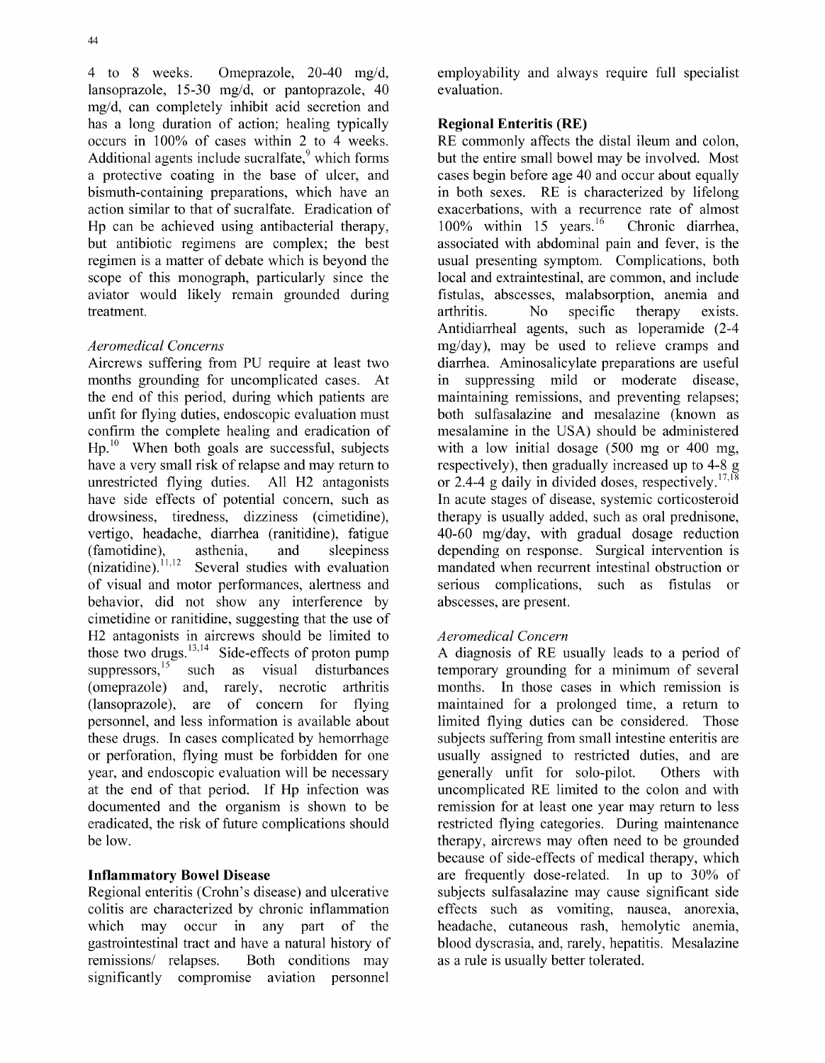4 to 8 weeks. Omeprazole, 20-40 mg/d, lansoprazole, 15-30 mg/d, or pantoprazole, 40 mg/d, can completely inhibit acid secretion and has a long duration of action; healing typically occurs in 100% of cases within 2 to 4 weeks. Additional agents include sucralfate,[9] which forms a protective coating in the base of ulcer, and bismuth-containing preparations, which have an action similar to that of sucralfate. Eradication of Hp can be achieved using antibacterial therapy, but antibiotic regimens are complex; the best regimen is a matter of debate which is beyond the scope of this monograph, particularly since the aviator would likely remain grounded during treatment.

*Aeromedical Concerns*

Aircrews suffering from PU require at least two months grounding for uncomplicated cases. At the end of this period, during which patients are unfit for flying duties, endoscopic evaluation must confirm the complete healing and eradication of Hp.[10] When both goals are successful, subjects have a very small risk of relapse and may return to unrestricted flying duties. All H2 antagonists have side effects of potential concern, such as drowsiness, tiredness, dizziness (cimetidine), vertigo, headache, diarrhea (ranitidine), fatigue (famotidine), asthenia, and sleepiness (nizatidine).[11,12] Several studies with evaluation of visual and motor performances, alertness and behavior, did not show any interference by cimetidine or ranitidine, suggesting that the use of H2 antagonists in aircrews should be limited to those two drugs.[13,14] Side-effects of proton pump suppressors,[15] such as visual disturbances (omeprazole) and, rarely, necrotic arthritis (lansoprazole), are of concern for flying personnel, and less information is available about these drugs. In cases complicated by hemorrhage or perforation, flying must be forbidden for one year, and endoscopic evaluation will be necessary at the end of that period. If Hp infection was documented and the organism is shown to be eradicated, the risk of future complications should be low.

## Inflammatory Bowel Disease

Regional enteritis (Crohn's disease) and ulcerative colitis are characterized by chronic inflammation which may occur in any part of the gastrointestinal tract and have a natural history of remissions/ relapses. Both conditions may significantly compromise aviation personnel employability and always require full specialist evaluation.

### Regional Enteritis (RE)

RE commonly affects the distal ileum and colon, but the entire small bowel may be involved. Most cases begin before age 40 and occur about equally in both sexes. RE is characterized by lifelong exacerbations, with a recurrence rate of almost 100% within 15 years.[16] Chronic diarrhea, associated with abdominal pain and fever, is the usual presenting symptom. Complications, both local and extraintestinal, are common, and include fistulas, abscesses, malabsorption, anemia and arthritis. No specific therapy exists. Antidiarrheal agents, such as loperamide (2-4 mg/day), may be used to relieve cramps and diarrhea. Aminosalicylate preparations are useful in suppressing mild or moderate disease, maintaining remissions, and preventing relapses; both sulfasalazine and mesalazine (known as mesalamine in the USA) should be administered with a low initial dosage (500 mg or 400 mg, respectively), then gradually increased up to 4-8 g or 2.4-4 g daily in divided doses, respectively.[17,18] In acute stages of disease, systemic corticosteroid therapy is usually added, such as oral prednisone, 40-60 mg/day, with gradual dosage reduction depending on response. Surgical intervention is mandated when recurrent intestinal obstruction or serious complications, such as fistulas or abscesses, are present.

*Aeromedical Concern*

A diagnosis of RE usually leads to a period of temporary grounding for a minimum of several months. In those cases in which remission is maintained for a prolonged time, a return to limited flying duties can be considered. Those subjects suffering from small intestine enteritis are usually assigned to restricted duties, and are generally unfit for solo-pilot. Others with uncomplicated RE limited to the colon and with remission for at least one year may return to less restricted flying categories. During maintenance therapy, aircrews may often need to be grounded because of side-effects of medical therapy, which are frequently dose-related. In up to 30% of subjects sulfasalazine may cause significant side effects such as vomiting, nausea, anorexia, headache, cutaneous rash, hemolytic anemia, blood dyscrasia, and, rarely, hepatitis. Mesalazine as a rule is usually better tolerated.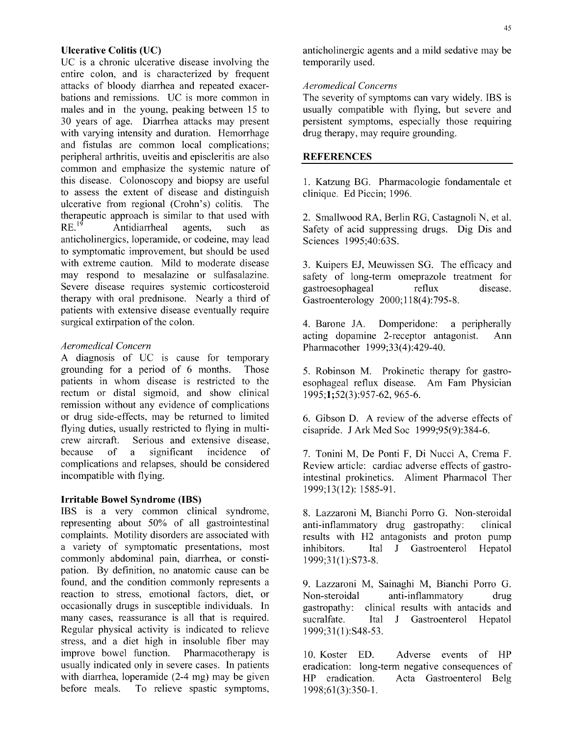### Ulcerative Colitis (UC)

UC is a chronic ulcerative disease involving the entire colon, and is characterized by frequent attacks of bloody diarrhea and repeated exacerbations and remissions. UC is more common in males and in the young, peaking between 15 to 30 years of age. Diarrhea attacks may present with varying intensity and duration. Hemorrhage and fistulas are common local complications; peripheral arthritis, uveitis and episcleritis are also common and emphasize the systemic nature of this disease. Colonoscopy and biopsy are useful to assess the extent of disease and distinguish ulcerative from regional (Crohn's) colitis. The therapeutic approach is similar to that used with RE.[19] Antidiarrheal agents, such as anticholinergics, loperamide, or codeine, may lead to symptomatic improvement, but should be used with extreme caution. Mild to moderate disease may respond to mesalazine or sulfasalazine. Severe disease requires systemic corticosteroid therapy with oral prednisone. Nearly a third of patients with extensive disease eventually require surgical extirpation of the colon.

*Aeromedical Concern*

A diagnosis of UC is cause for temporary grounding for a period of 6 months. Those patients in whom disease is restricted to the rectum or distal sigmoid, and show clinical remission without any evidence of complications or drug side-effects, may be returned to limited flying duties, usually restricted to flying in multi-crew aircraft. Serious and extensive disease, because of a significant incidence of complications and relapses, should be considered incompatible with flying.

### Irritable Bowel Syndrome (IBS)

IBS is a very common clinical syndrome, representing about 50% of all gastrointestinal complaints. Motility disorders are associated with a variety of symptomatic presentations, most commonly abdominal pain, diarrhea, or constipation. By definition, no anatomic cause can be found, and the condition commonly represents a reaction to stress, emotional factors, diet, or occasionally drugs in susceptible individuals. In many cases, reassurance is all that is required. Regular physical activity is indicated to relieve stress, and a diet high in insoluble fiber may improve bowel function. Pharmacotherapy is usually indicated only in severe cases. In patients with diarrhea, loperamide (2-4 mg) may be given before meals. To relieve spastic symptoms, anticholinergic agents and a mild sedative may be temporarily used.

*Aeromedical Concerns*

The severity of symptoms can vary widely. IBS is usually compatible with flying, but severe and persistent symptoms, especially those requiring drug therapy, may require grounding.

## REFERENCES

1. Katzung BG. Pharmacologie fondamentale et clinique. Ed Piccin; 1996.

2. Smallwood RA, Berlin RG, Castagnoli N, et al. Safety of acid suppressing drugs. Dig Dis and Sciences 1995;40:63S.

3. Kuipers EJ, Meuwissen SG. The efficacy and safety of long-term omeprazole treatment for gastroesophageal reflux disease. Gastroenterology 2000;118(4):795-8.

4. Barone JA. Domperidone: a peripherally acting dopamine 2-receptor antagonist. Ann Pharmacother 1999;33(4):429-40.

5. Robinson M. Prokinetic therapy for gastroesophageal reflux disease. Am Fam Physician 1995;**1**;52(3):957-62, 965-6.

6. Gibson D. A review of the adverse effects of cisapride. J Ark Med Soc 1999;95(9):384-6.

7. Tonini M, De Ponti F, Di Nucci A, Crema F. Review article: cardiac adverse effects of gastrointestinal prokinetics. Aliment Pharmacol Ther 1999;13(12): 1585-91.

8. Lazzaroni M, Bianchi Porro G. Non-steroidal anti-inflammatory drug gastropathy: clinical results with H2 antagonists and proton pump inhibitors. Ital J Gastroenterol Hepatol 1999;31(1):S73-8.

9. Lazzaroni M, Sainaghi M, Bianchi Porro G. Non-steroidal anti-inflammatory drug gastropathy: clinical results with antacids and sucralfate. Ital J Gastroenterol Hepatol 1999;31(1):S48-53.

10. Koster ED. Adverse events of HP eradication: long-term negative consequences of HP eradication. Acta Gastroenterol Belg 1998;61(3):350-1.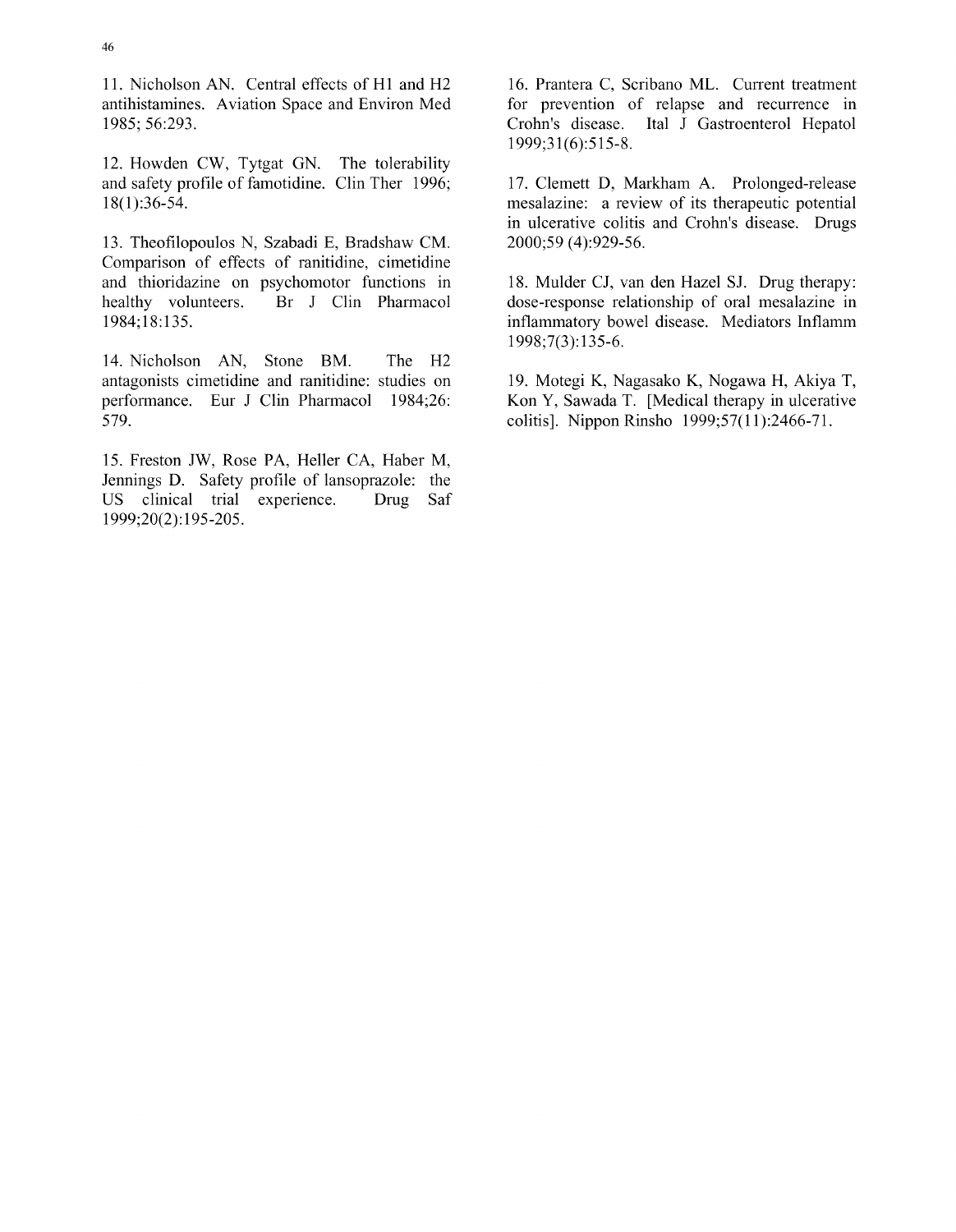11. Nicholson AN. Central effects of H1 and H2 antihistamines. Aviation Space and Environ Med 1985; 56:293.

12. Howden CW, Tytgat GN. The tolerability and safety profile of famotidine. Clin Ther 1996; 18(1):36-54.

13. Theofilopoulos N, Szabadi E, Bradshaw CM. Comparison of effects of ranitidine, cimetidine and thioridazine on psychomotor functions in healthy volunteers. Br J Clin Pharmacol 1984;18:135.

14. Nicholson AN, Stone BM. The H2 antagonists cimetidine and ranitidine: studies on performance. Eur J Clin Pharmacol 1984;26: 579.

15. Freston JW, Rose PA, Heller CA, Haber M, Jennings D. Safety profile of lansoprazole: the US clinical trial experience. Drug Saf 1999;20(2):195-205.

16. Prantera C, Scribano ML. Current treatment for prevention of relapse and recurrence in Crohn's disease. Ital J Gastroenterol Hepatol 1999;31(6):515-8.

17. Clemett D, Markham A. Prolonged-release mesalazine: a review of its therapeutic potential in ulcerative colitis and Crohn's disease. Drugs 2000;59 (4):929-56.

18. Mulder CJ, van den Hazel SJ. Drug therapy: dose-response relationship of oral mesalazine in inflammatory bowel disease. Mediators Inflamm 1998;7(3):135-6.

19. Motegi K, Nagasako K, Nogawa H, Akiya T, Kon Y, Sawada T. [Medical therapy in ulcerative colitis]. Nippon Rinsho 1999;57(11):2466-71.